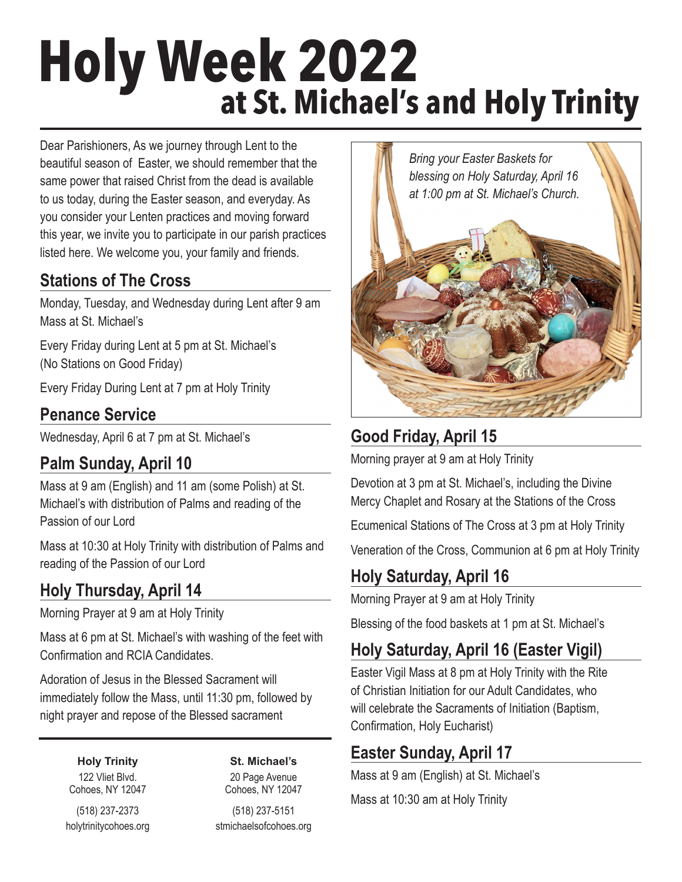# Holy Week 2022

## at St. Michael's and Holy Trinity

Dear Parishioners, As we journey through Lent to the beautiful season of Easter, we should remember that the same power that raised Christ from the dead is available to us today, during the Easter season, and everyday. As you consider your Lenten practices and moving forward this year, we invite you to participate in our parish practices listed here. We welcome you, your family and friends.

### Stations of The Cross

Monday, Tuesday, and Wednesday during Lent after 9 am Mass at St. Michael's

Every Friday during Lent at 5 pm at St. Michael's (No Stations on Good Friday)

Every Friday During Lent at 7 pm at Holy Trinity

### Penance Service

Wednesday, April 6 at 7 pm at St. Michael's

### Palm Sunday, April 10

Mass at 9 am (English) and 11 am (some Polish) at St. Michael's with distribution of Palms and reading of the Passion of our Lord

Mass at 10:30 at Holy Trinity with distribution of Palms and reading of the Passion of our Lord

### Holy Thursday, April 14

Morning Prayer at 9 am at Holy Trinity

Mass at 6 pm at St. Michael's with washing of the feet with Confirmation and RCIA Candidates.

Adoration of Jesus in the Blessed Sacrament will immediately follow the Mass, until 11:30 pm, followed by night prayer and repose of the Blessed sacrament

*Bring your Easter Baskets for blessing on Holy Saturday, April 16 at 1:00 pm at St. Michael's Church.*

### Good Friday, April 15

Morning prayer at 9 am at Holy Trinity

Devotion at 3 pm at St. Michael's, including the Divine Mercy Chaplet and Rosary at the Stations of the Cross

Ecumenical Stations of The Cross at 3 pm at Holy Trinity

Veneration of the Cross, Communion at 6 pm at Holy Trinity

### Holy Saturday, April 16

Morning Prayer at 9 am at Holy Trinity

Blessing of the food baskets at 1 pm at St. Michael's

### Holy Saturday, April 16 (Easter Vigil)

Easter Vigil Mass at 8 pm at Holy Trinity with the Rite of Christian Initiation for our Adult Candidates, who will celebrate the Sacraments of Initiation (Baptism, Confirmation, Holy Eucharist)

### Easter Sunday, April 17

Mass at 9 am (English) at St. Michael's

Mass at 10:30 am at Holy Trinity

---

**Holy Trinity**
122 Vliet Blvd.
Cohoes, NY 12047
(518) 237-2373
holytrinitycohoes.org

**St. Michael's**
20 Page Avenue
Cohoes, NY 12047
(518) 237-5151
stmichaelsofcohoes.org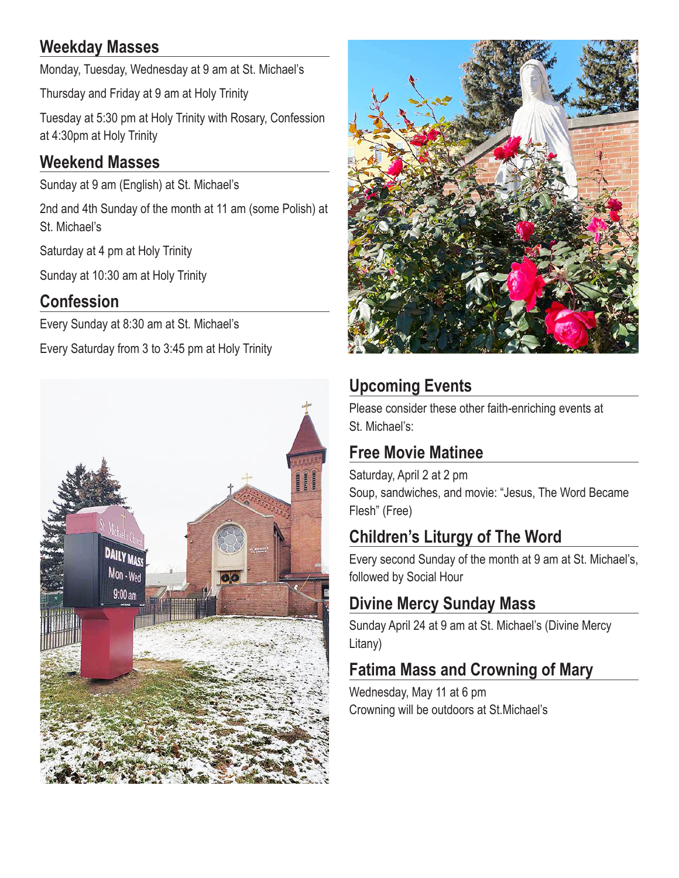## Weekday Masses

Monday, Tuesday, Wednesday at 9 am at St. Michael's

Thursday and Friday at 9 am at Holy Trinity

Tuesday at 5:30 pm at Holy Trinity with Rosary, Confession at 4:30pm at Holy Trinity

## Weekend Masses

Sunday at 9 am (English) at St. Michael's

2nd and 4th Sunday of the month at 11 am (some Polish) at St. Michael's

Saturday at 4 pm at Holy Trinity

Sunday at 10:30 am at Holy Trinity

## Confession

Every Sunday at 8:30 am at St. Michael's

Every Saturday from 3 to 3:45 pm at Holy Trinity

## Upcoming Events

Please consider these other faith-enriching events at St. Michael's:

## Free Movie Matinee

Saturday, April 2 at 2 pm
Soup, sandwiches, and movie: "Jesus, The Word Became Flesh" (Free)

## Children's Liturgy of The Word

Every second Sunday of the month at 9 am at St. Michael's, followed by Social Hour

## Divine Mercy Sunday Mass

Sunday April 24 at 9 am at St. Michael's (Divine Mercy Litany)

## Fatima Mass and Crowning of Mary

Wednesday, May 11 at 6 pm
Crowning will be outdoors at St.Michael's